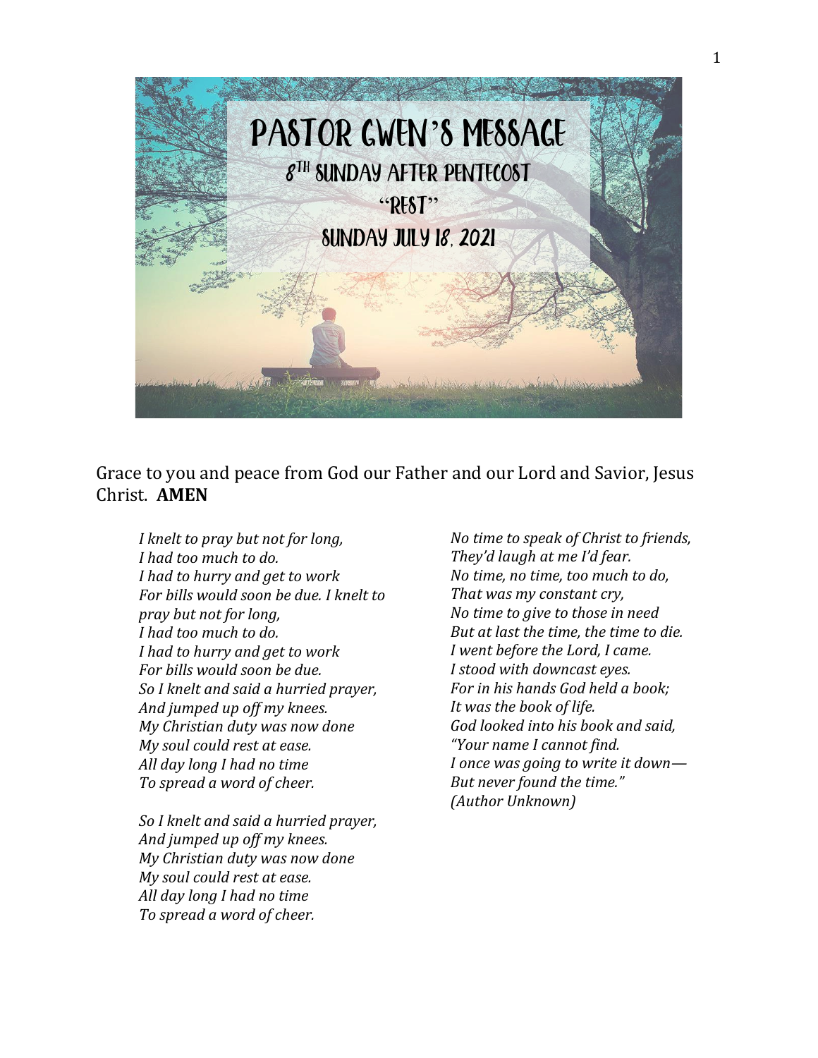# PASTOR GWEN'S MESSAGE

## 8TH SUNDAY AFTER PENTECOST

## "REST"

## SUNDAY JULY 18, 2021

Grace to you and peace from God our Father and our Lord and Savior, Jesus Christ. **AMEN**

*I knelt to pray but not for long,*
*I had too much to do.*
*I had to hurry and get to work*
*For bills would soon be due. I knelt to pray but not for long,*
*I had too much to do.*
*I had to hurry and get to work*
*For bills would soon be due.*
*So I knelt and said a hurried prayer,*
*And jumped up off my knees.*
*My Christian duty was now done*
*My soul could rest at ease.*
*All day long I had no time*
*To spread a word of cheer.*

*So I knelt and said a hurried prayer,*
*And jumped up off my knees.*
*My Christian duty was now done*
*My soul could rest at ease.*
*All day long I had no time*
*To spread a word of cheer.*

*No time to speak of Christ to friends,*
*They'd laugh at me I'd fear.*
*No time, no time, too much to do,*
*That was my constant cry,*
*No time to give to those in need*
*But at last the time, the time to die.*
*I went before the Lord, I came.*
*I stood with downcast eyes.*
*For in his hands God held a book;*
*It was the book of life.*
*God looked into his book and said,*
*"Your name I cannot find.*
*I once was going to write it down—*
*But never found the time."*
*(Author Unknown)*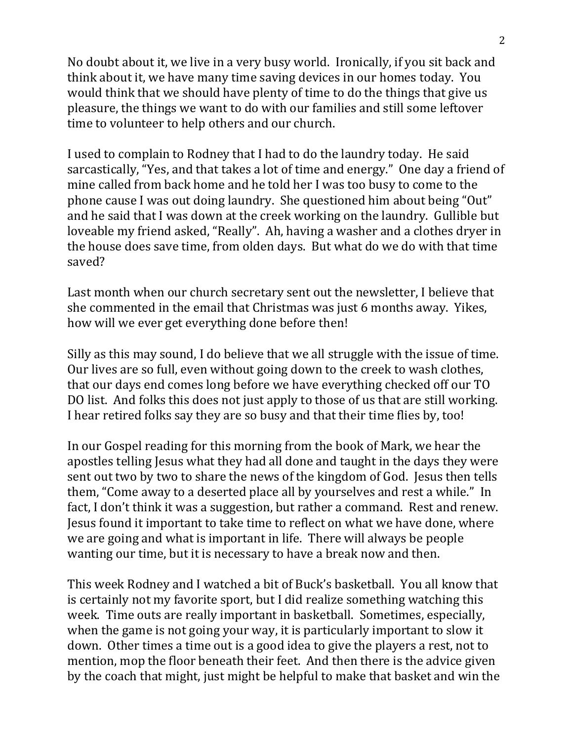No doubt about it, we live in a very busy world. Ironically, if you sit back and think about it, we have many time saving devices in our homes today. You would think that we should have plenty of time to do the things that give us pleasure, the things we want to do with our families and still some leftover time to volunteer to help others and our church.

I used to complain to Rodney that I had to do the laundry today. He said sarcastically, "Yes, and that takes a lot of time and energy." One day a friend of mine called from back home and he told her I was too busy to come to the phone cause I was out doing laundry. She questioned him about being "Out" and he said that I was down at the creek working on the laundry. Gullible but loveable my friend asked, "Really". Ah, having a washer and a clothes dryer in the house does save time, from olden days. But what do we do with that time saved?

Last month when our church secretary sent out the newsletter, I believe that she commented in the email that Christmas was just 6 months away. Yikes, how will we ever get everything done before then!

Silly as this may sound, I do believe that we all struggle with the issue of time. Our lives are so full, even without going down to the creek to wash clothes, that our days end comes long before we have everything checked off our TO DO list. And folks this does not just apply to those of us that are still working. I hear retired folks say they are so busy and that their time flies by, too!

In our Gospel reading for this morning from the book of Mark, we hear the apostles telling Jesus what they had all done and taught in the days they were sent out two by two to share the news of the kingdom of God. Jesus then tells them, "Come away to a deserted place all by yourselves and rest a while." In fact, I don't think it was a suggestion, but rather a command. Rest and renew. Jesus found it important to take time to reflect on what we have done, where we are going and what is important in life. There will always be people wanting our time, but it is necessary to have a break now and then.

This week Rodney and I watched a bit of Buck's basketball. You all know that is certainly not my favorite sport, but I did realize something watching this week. Time outs are really important in basketball. Sometimes, especially, when the game is not going your way, it is particularly important to slow it down. Other times a time out is a good idea to give the players a rest, not to mention, mop the floor beneath their feet. And then there is the advice given by the coach that might, just might be helpful to make that basket and win the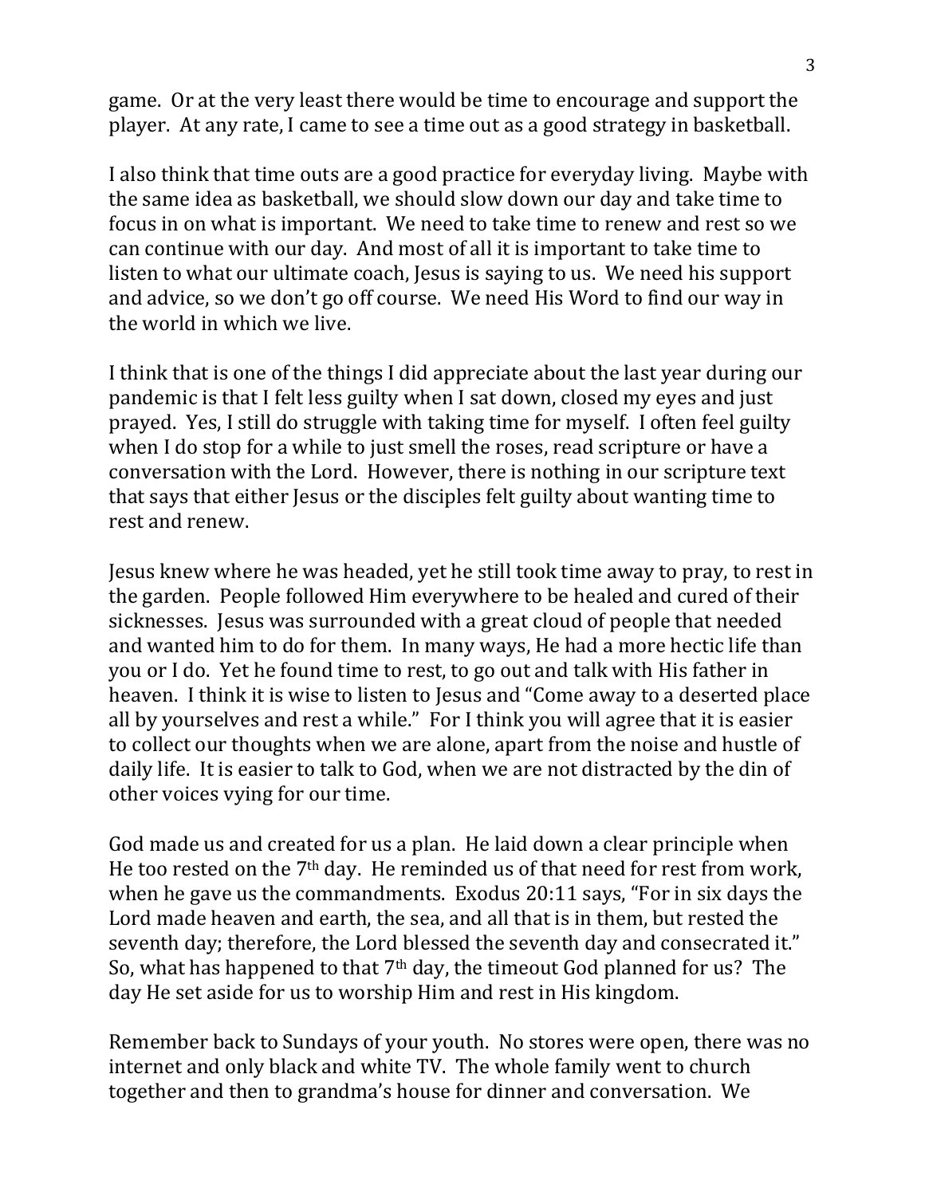game. Or at the very least there would be time to encourage and support the player. At any rate, I came to see a time out as a good strategy in basketball.

I also think that time outs are a good practice for everyday living. Maybe with the same idea as basketball, we should slow down our day and take time to focus in on what is important. We need to take time to renew and rest so we can continue with our day. And most of all it is important to take time to listen to what our ultimate coach, Jesus is saying to us. We need his support and advice, so we don't go off course. We need His Word to find our way in the world in which we live.

I think that is one of the things I did appreciate about the last year during our pandemic is that I felt less guilty when I sat down, closed my eyes and just prayed. Yes, I still do struggle with taking time for myself. I often feel guilty when I do stop for a while to just smell the roses, read scripture or have a conversation with the Lord. However, there is nothing in our scripture text that says that either Jesus or the disciples felt guilty about wanting time to rest and renew.

Jesus knew where he was headed, yet he still took time away to pray, to rest in the garden. People followed Him everywhere to be healed and cured of their sicknesses. Jesus was surrounded with a great cloud of people that needed and wanted him to do for them. In many ways, He had a more hectic life than you or I do. Yet he found time to rest, to go out and talk with His father in heaven. I think it is wise to listen to Jesus and "Come away to a deserted place all by yourselves and rest a while." For I think you will agree that it is easier to collect our thoughts when we are alone, apart from the noise and hustle of daily life. It is easier to talk to God, when we are not distracted by the din of other voices vying for our time.

God made us and created for us a plan. He laid down a clear principle when He too rested on the 7th day. He reminded us of that need for rest from work, when he gave us the commandments. Exodus 20:11 says, "For in six days the Lord made heaven and earth, the sea, and all that is in them, but rested the seventh day; therefore, the Lord blessed the seventh day and consecrated it." So, what has happened to that 7th day, the timeout God planned for us? The day He set aside for us to worship Him and rest in His kingdom.

Remember back to Sundays of your youth. No stores were open, there was no internet and only black and white TV. The whole family went to church together and then to grandma's house for dinner and conversation. We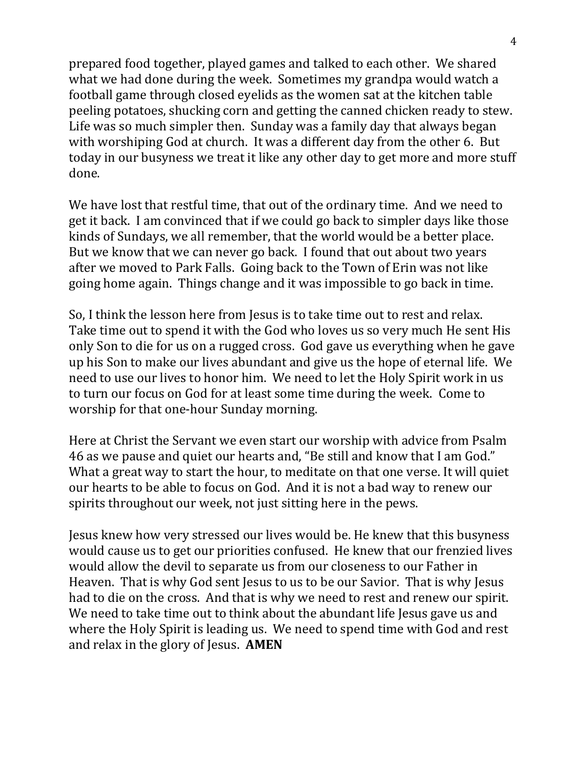prepared food together, played games and talked to each other. We shared what we had done during the week. Sometimes my grandpa would watch a football game through closed eyelids as the women sat at the kitchen table peeling potatoes, shucking corn and getting the canned chicken ready to stew. Life was so much simpler then. Sunday was a family day that always began with worshiping God at church. It was a different day from the other 6. But today in our busyness we treat it like any other day to get more and more stuff done.

We have lost that restful time, that out of the ordinary time. And we need to get it back. I am convinced that if we could go back to simpler days like those kinds of Sundays, we all remember, that the world would be a better place. But we know that we can never go back. I found that out about two years after we moved to Park Falls. Going back to the Town of Erin was not like going home again. Things change and it was impossible to go back in time.

So, I think the lesson here from Jesus is to take time out to rest and relax. Take time out to spend it with the God who loves us so very much He sent His only Son to die for us on a rugged cross. God gave us everything when he gave up his Son to make our lives abundant and give us the hope of eternal life. We need to use our lives to honor him. We need to let the Holy Spirit work in us to turn our focus on God for at least some time during the week. Come to worship for that one-hour Sunday morning.

Here at Christ the Servant we even start our worship with advice from Psalm 46 as we pause and quiet our hearts and, "Be still and know that I am God." What a great way to start the hour, to meditate on that one verse. It will quiet our hearts to be able to focus on God. And it is not a bad way to renew our spirits throughout our week, not just sitting here in the pews.

Jesus knew how very stressed our lives would be. He knew that this busyness would cause us to get our priorities confused. He knew that our frenzied lives would allow the devil to separate us from our closeness to our Father in Heaven. That is why God sent Jesus to us to be our Savior. That is why Jesus had to die on the cross. And that is why we need to rest and renew our spirit. We need to take time out to think about the abundant life Jesus gave us and where the Holy Spirit is leading us. We need to spend time with God and rest and relax in the glory of Jesus. **AMEN**